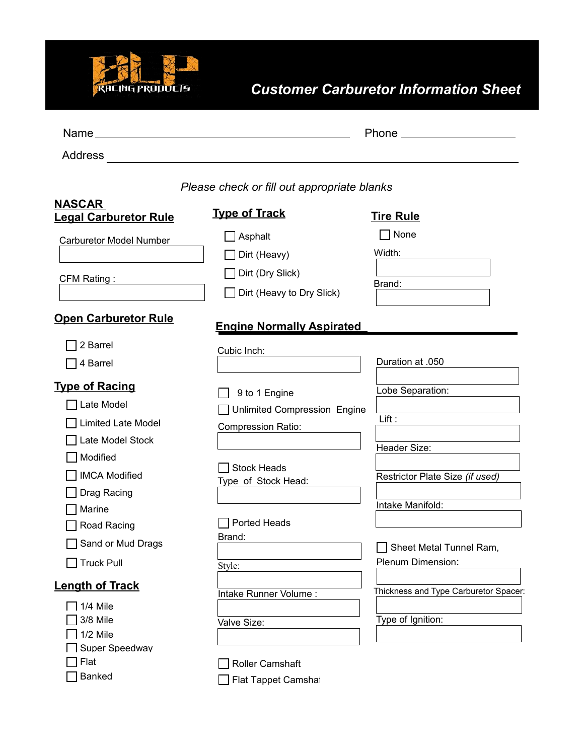BLP RACING PRODUCTS

# Customer Carburetor Information Sheet

Name ______________________________ Phone ____________________

Address ______________________________________________________

*Please check or fill out appropriate blanks*

## NASCAR Legal Carburetor Rule

Carburetor Model Number: ____________

CFM Rating : ____________

## Type of Track

- [ ] Asphalt
- [ ] Dirt (Heavy)
- [ ] Dirt (Dry Slick)
- [ ] Dirt (Heavy to Dry Slick)

## Tire Rule

- [ ] None

Width: ____________

Brand: ____________

## Open Carburetor Rule

- [ ] 2 Barrel
- [ ] 4 Barrel

## Type of Racing

- [ ] Late Model
- [ ] Limited Late Model
- [ ] Late Model Stock
- [ ] Modified
- [ ] IMCA Modified
- [ ] Drag Racing
- [ ] Marine
- [ ] Road Racing
- [ ] Sand or Mud Drags
- [ ] Truck Pull

## Length of Track

- [ ] 1/4 Mile
- [ ] 3/8 Mile
- [ ] 1/2 Mile
- [ ] Super Speedway
- [ ] Flat
- [ ] Banked

## Engine Normally Aspirated

Cubic Inch: ____________

- [ ] 9 to 1 Engine
- [ ] Unlimited Compression Engine

Compression Ratio: ____________

- [ ] Stock Heads

Type of Stock Head: ____________

- [ ] Ported Heads

Brand: ____________

Style: ____________

Intake Runner Volume : ____________

Valve Size: ____________

- [ ] Roller Camshaft
- [ ] Flat Tappet Camshaf

Duration at .050: ____________

Lobe Separation: ____________

Lift : ____________

Header Size: ____________

Restrictor Plate Size *(if used)*: ____________

Intake Manifold: ____________

- [ ] Sheet Metal Tunnel Ram,

Plenum Dimension: ____________

Thickness and Type Carburetor Spacer: ____________

Type of Ignition: ____________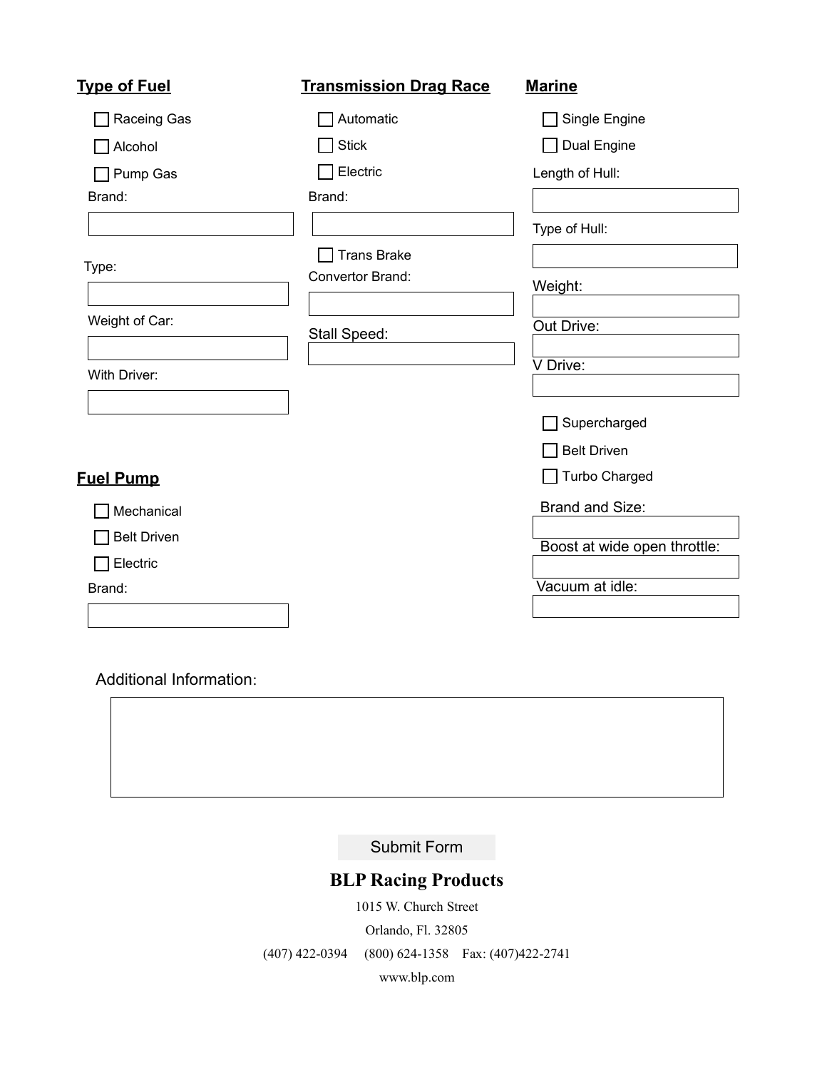**Type of Fuel**

- [ ] Raceing Gas
- [ ] Alcohol
- [ ] Pump Gas

Brand:

Type:

Weight of Car:

With Driver:

**Fuel Pump**

- [ ] Mechanical
- [ ] Belt Driven
- [ ] Electric

Brand:

**Transmission Drag Race**

- [ ] Automatic
- [ ] Stick
- [ ] Electric

Brand:

- [ ] Trans Brake

Convertor Brand:

Stall Speed:

**Marine**

- [ ] Single Engine
- [ ] Dual Engine

Length of Hull:

Type of Hull:

Weight:

Out Drive:

V Drive:

- [ ] Supercharged
- [ ] Belt Driven
- [ ] Turbo Charged

Brand and Size:

Boost at wide open throttle:

Vacuum at idle:

Additional Information:

Submit Form

**BLP Racing Products**

1015 W. Church Street

Orlando, Fl. 32805

(407) 422-0394 (800) 624-1358 Fax: (407)422-2741

www.blp.com